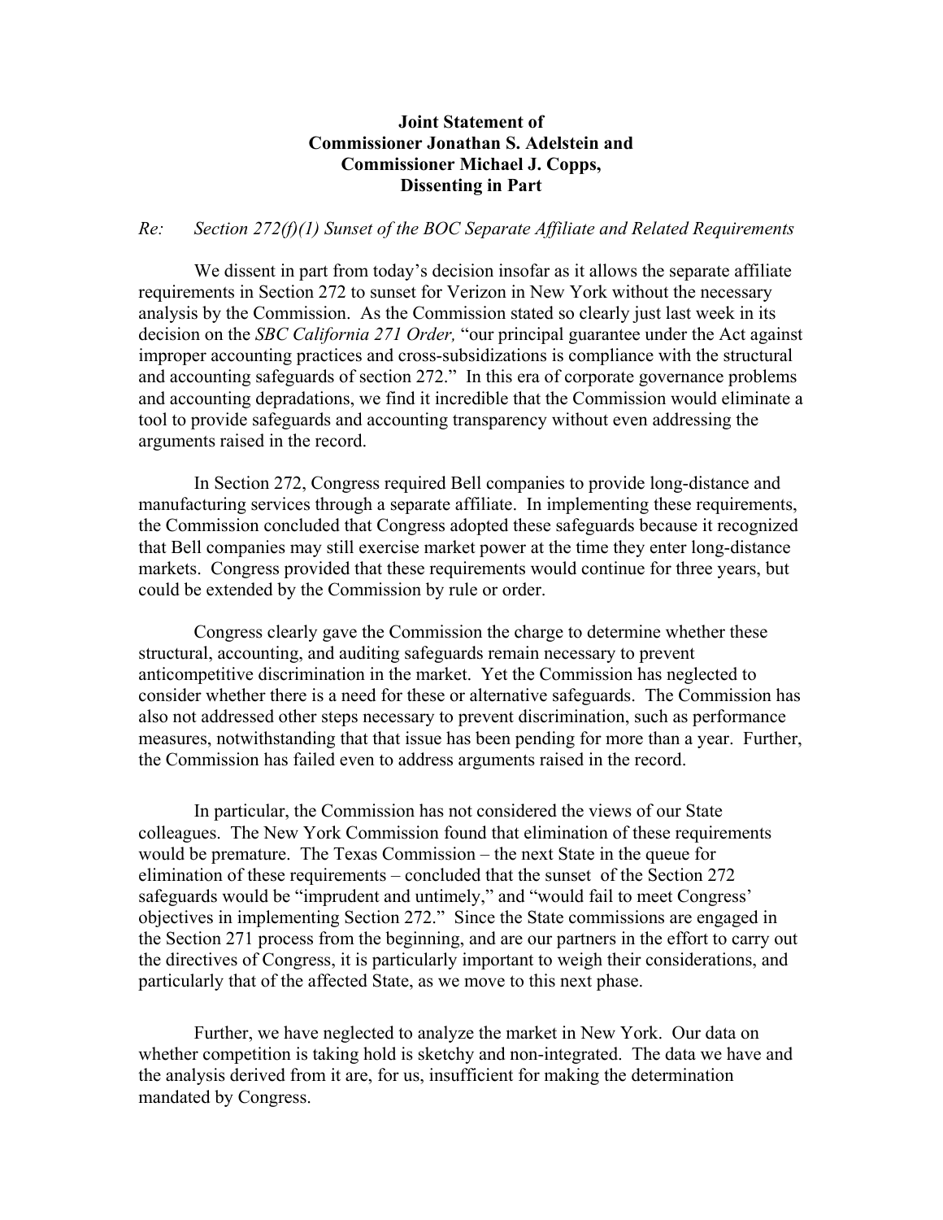**Joint Statement of**
**Commissioner Jonathan S. Adelstein and**
**Commissioner Michael J. Copps,**
**Dissenting in Part**

*Re: Section 272(f)(1) Sunset of the BOC Separate Affiliate and Related Requirements*

We dissent in part from today's decision insofar as it allows the separate affiliate requirements in Section 272 to sunset for Verizon in New York without the necessary analysis by the Commission. As the Commission stated so clearly just last week in its decision on the *SBC California 271 Order,* "our principal guarantee under the Act against improper accounting practices and cross-subsidizations is compliance with the structural and accounting safeguards of section 272." In this era of corporate governance problems and accounting depradations, we find it incredible that the Commission would eliminate a tool to provide safeguards and accounting transparency without even addressing the arguments raised in the record.

In Section 272, Congress required Bell companies to provide long-distance and manufacturing services through a separate affiliate. In implementing these requirements, the Commission concluded that Congress adopted these safeguards because it recognized that Bell companies may still exercise market power at the time they enter long-distance markets. Congress provided that these requirements would continue for three years, but could be extended by the Commission by rule or order.

Congress clearly gave the Commission the charge to determine whether these structural, accounting, and auditing safeguards remain necessary to prevent anticompetitive discrimination in the market. Yet the Commission has neglected to consider whether there is a need for these or alternative safeguards. The Commission has also not addressed other steps necessary to prevent discrimination, such as performance measures, notwithstanding that that issue has been pending for more than a year. Further, the Commission has failed even to address arguments raised in the record.

In particular, the Commission has not considered the views of our State colleagues. The New York Commission found that elimination of these requirements would be premature. The Texas Commission – the next State in the queue for elimination of these requirements – concluded that the sunset of the Section 272 safeguards would be "imprudent and untimely," and "would fail to meet Congress' objectives in implementing Section 272." Since the State commissions are engaged in the Section 271 process from the beginning, and are our partners in the effort to carry out the directives of Congress, it is particularly important to weigh their considerations, and particularly that of the affected State, as we move to this next phase.

Further, we have neglected to analyze the market in New York. Our data on whether competition is taking hold is sketchy and non-integrated. The data we have and the analysis derived from it are, for us, insufficient for making the determination mandated by Congress.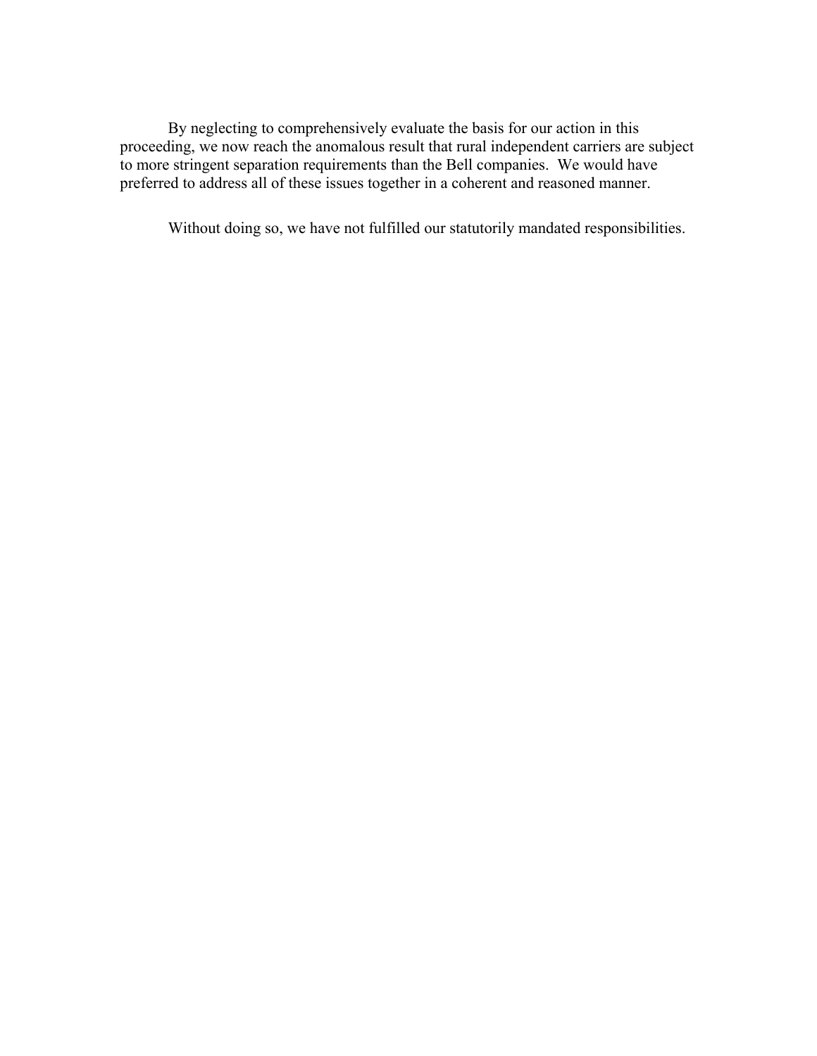By neglecting to comprehensively evaluate the basis for our action in this proceeding, we now reach the anomalous result that rural independent carriers are subject to more stringent separation requirements than the Bell companies. We would have preferred to address all of these issues together in a coherent and reasoned manner.

Without doing so, we have not fulfilled our statutorily mandated responsibilities.